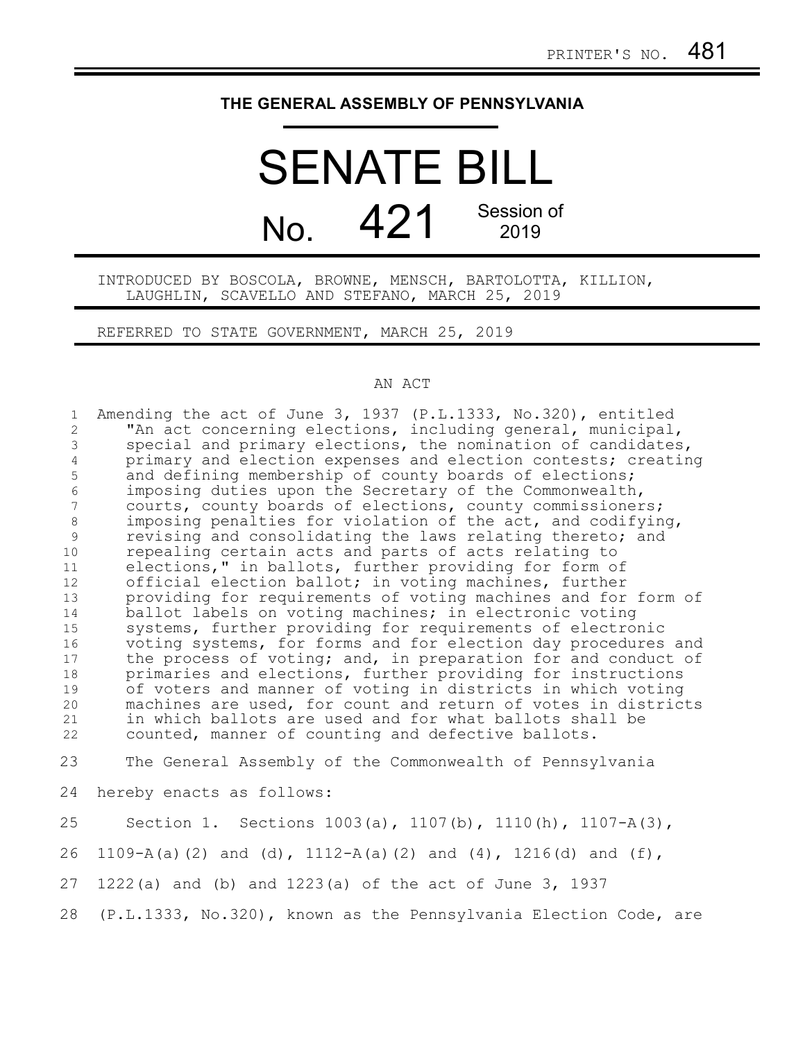PRINTER'S NO. 481

# THE GENERAL ASSEMBLY OF PENNSYLVANIA

# SENATE BILL

# No. 421 Session of 2019

INTRODUCED BY BOSCOLA, BROWNE, MENSCH, BARTOLOTTA, KILLION, LAUGHLIN, SCAVELLO AND STEFANO, MARCH 25, 2019

REFERRED TO STATE GOVERNMENT, MARCH 25, 2019

AN ACT

Amending the act of June 3, 1937 (P.L.1333, No.320), entitled "An act concerning elections, including general, municipal, special and primary elections, the nomination of candidates, primary and election expenses and election contests; creating and defining membership of county boards of elections; imposing duties upon the Secretary of the Commonwealth, courts, county boards of elections, county commissioners; imposing penalties for violation of the act, and codifying, revising and consolidating the laws relating thereto; and repealing certain acts and parts of acts relating to elections," in ballots, further providing for form of official election ballot; in voting machines, further providing for requirements of voting machines and for form of ballot labels on voting machines; in electronic voting systems, further providing for requirements of electronic voting systems, for forms and for election day procedures and the process of voting; and, in preparation for and conduct of primaries and elections, further providing for instructions of voters and manner of voting in districts in which voting machines are used, for count and return of votes in districts in which ballots are used and for what ballots shall be counted, manner of counting and defective ballots.

The General Assembly of the Commonwealth of Pennsylvania hereby enacts as follows:

Section 1. Sections 1003(a), 1107(b), 1110(h), 1107-A(3), 1109-A(a)(2) and (d), 1112-A(a)(2) and (4), 1216(d) and (f), 1222(a) and (b) and 1223(a) of the act of June 3, 1937 (P.L.1333, No.320), known as the Pennsylvania Election Code, are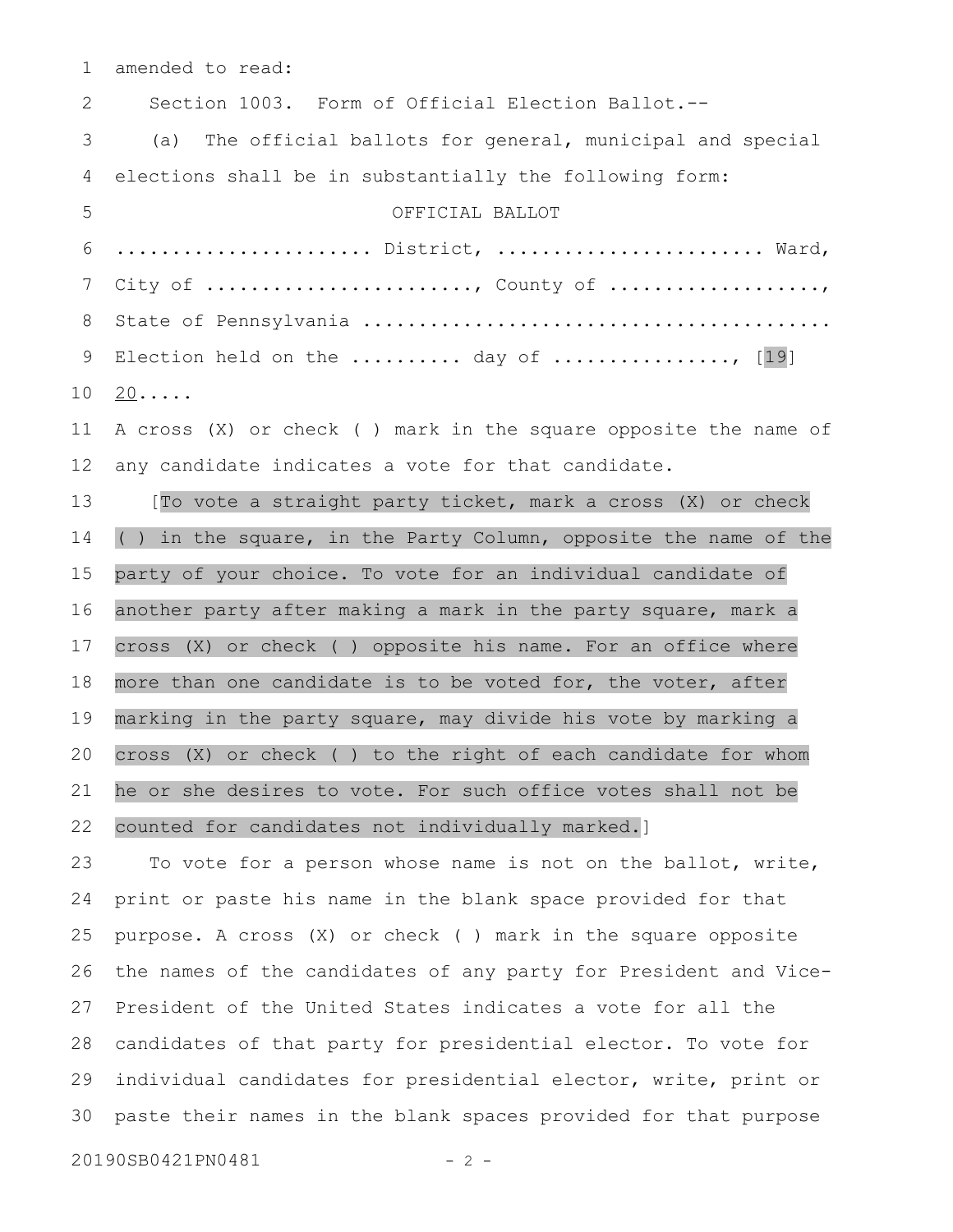amended to read:

Section 1003. Form of Official Election Ballot.--

(a) The official ballots for general, municipal and special elections shall be in substantially the following form:

OFFICIAL BALLOT

...................... District, ....................... Ward, City of ......................., County of .................., State of Pennsylvania ......................................... Election held on the ......... day of ..............., [19] 20.....

A cross (X) or check ( ) mark in the square opposite the name of any candidate indicates a vote for that candidate.

[To vote a straight party ticket, mark a cross (X) or check ( ) in the square, in the Party Column, opposite the name of the party of your choice. To vote for an individual candidate of another party after making a mark in the party square, mark a cross (X) or check ( ) opposite his name. For an office where more than one candidate is to be voted for, the voter, after marking in the party square, may divide his vote by marking a cross (X) or check ( ) to the right of each candidate for whom he or she desires to vote. For such office votes shall not be counted for candidates not individually marked.]

To vote for a person whose name is not on the ballot, write, print or paste his name in the blank space provided for that purpose. A cross (X) or check ( ) mark in the square opposite the names of the candidates of any party for President and Vice-President of the United States indicates a vote for all the candidates of that party for presidential elector. To vote for individual candidates for presidential elector, write, print or paste their names in the blank spaces provided for that purpose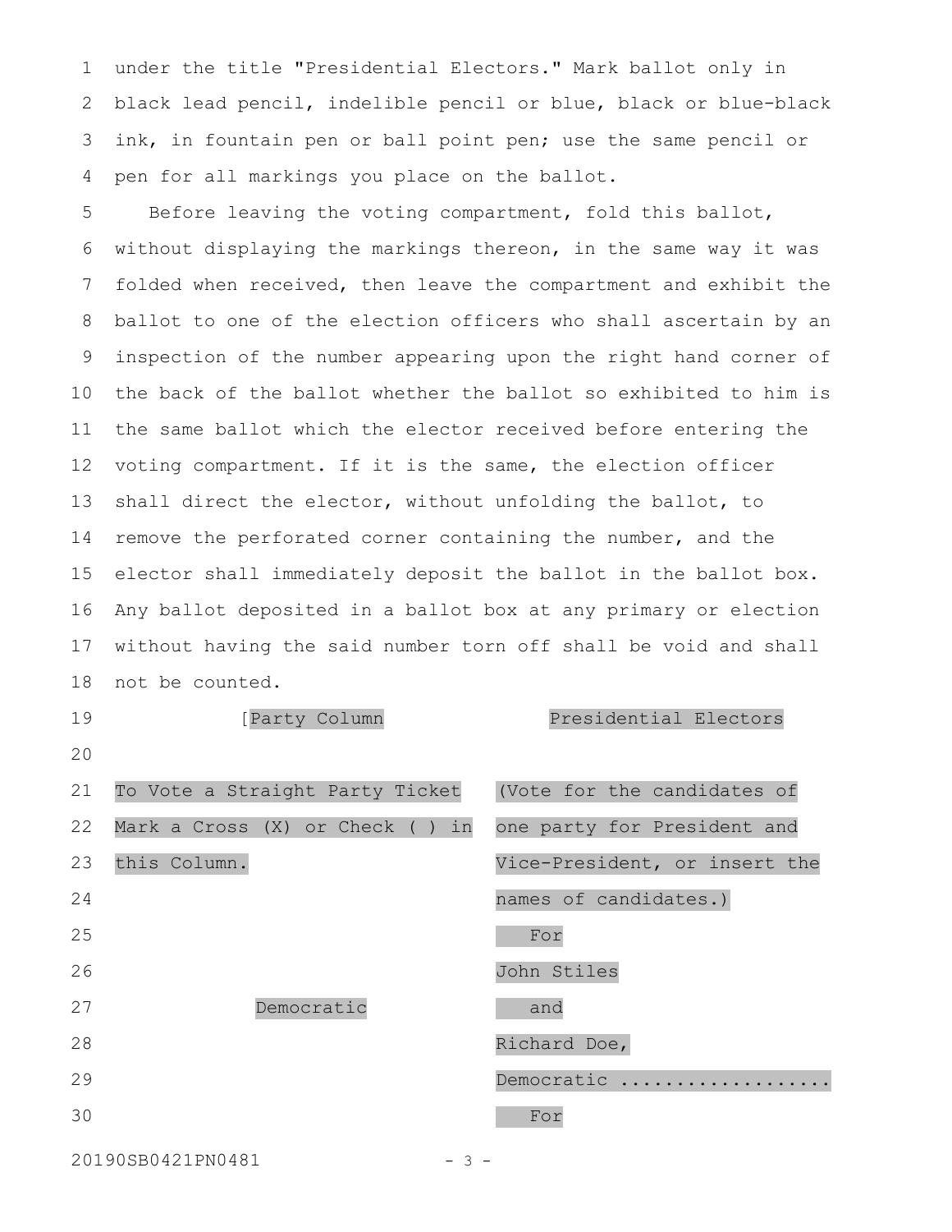under the title "Presidential Electors." Mark ballot only in black lead pencil, indelible pencil or blue, black or blue-black ink, in fountain pen or ball point pen; use the same pencil or pen for all markings you place on the ballot.

Before leaving the voting compartment, fold this ballot, without displaying the markings thereon, in the same way it was folded when received, then leave the compartment and exhibit the ballot to one of the election officers who shall ascertain by an inspection of the number appearing upon the right hand corner of the back of the ballot whether the ballot so exhibited to him is the same ballot which the elector received before entering the voting compartment. If it is the same, the election officer shall direct the elector, without unfolding the ballot, to remove the perforated corner containing the number, and the elector shall immediately deposit the ballot in the ballot box. Any ballot deposited in a ballot box at any primary or election without having the said number torn off shall be void and shall not be counted.

| [Party Column | Presidential Electors |
|---|---|
| To Vote a Straight Party Ticket Mark a Cross (X) or Check ( ) in this Column. | (Vote for the candidates of one party for President and Vice-President, or insert the names of candidates.) |
| Democratic | For<br>John Stiles<br>and<br>Richard Doe,<br>Democratic .................. |
| | For |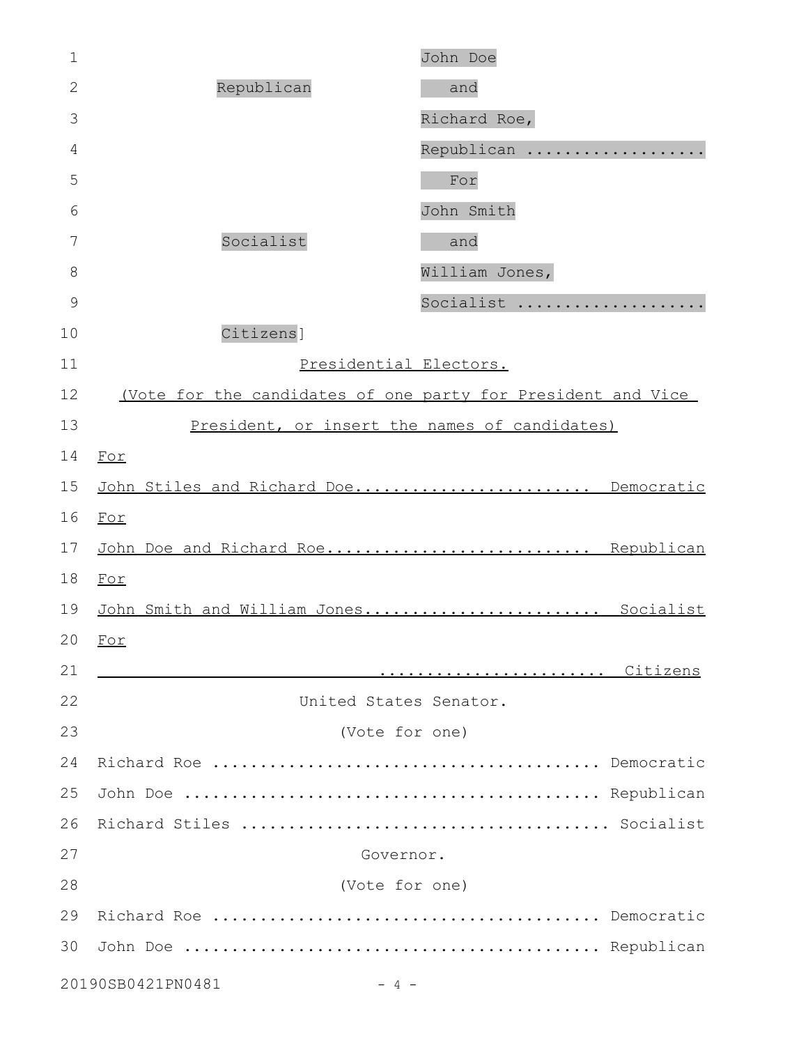John Doe

Republican and

Richard Roe,

Republican ..................

For

John Smith

Socialist and

William Jones,

Socialist ...................

Citizens]

Presidential Electors.

(Vote for the candidates of one party for President and Vice President, or insert the names of candidates)

For

John Stiles and Richard Doe........................ Democratic

For

John Doe and Richard Roe.......................... Republican

For

John Smith and William Jones....................... Socialist

For

_______________________________ ...................... Citizens

United States Senator.

(Vote for one)

Richard Roe ....................................... Democratic

John Doe .......................................... Republican

Richard Stiles .................................... Socialist

Governor.

(Vote for one)

Richard Roe ....................................... Democratic

John Doe .......................................... Republican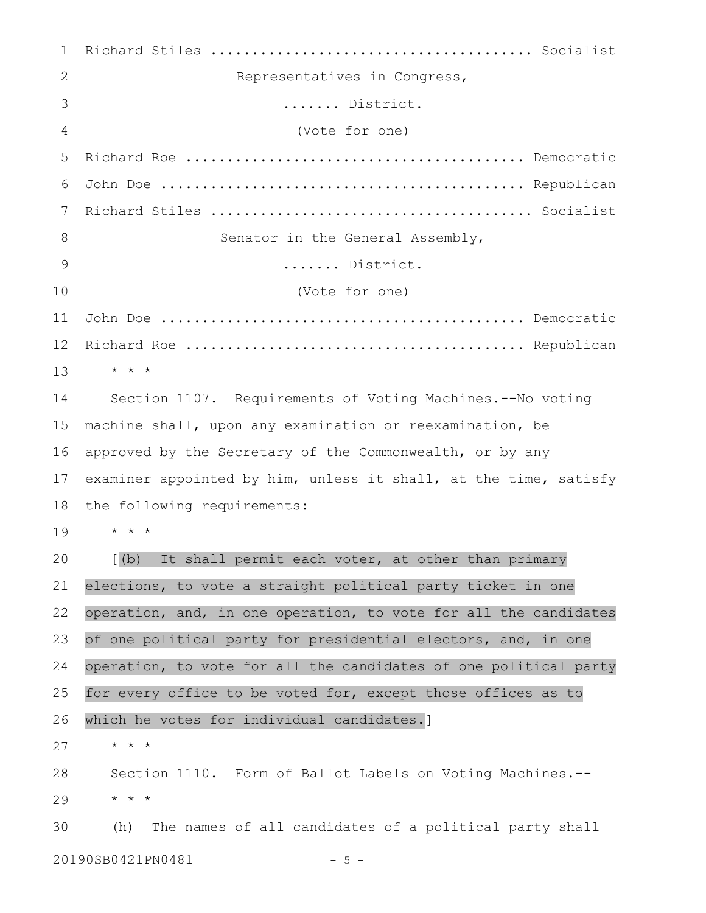Richard Stiles ...................................... Socialist

Representatives in Congress,

....... District.

(Vote for one)

Richard Roe ........................................ Democratic

John Doe ........................................... Republican

Richard Stiles ...................................... Socialist

Senator in the General Assembly,

....... District.

(Vote for one)

John Doe ........................................... Democratic

Richard Roe ........................................ Republican

\* \* \*

Section 1107. Requirements of Voting Machines.--No voting machine shall, upon any examination or reexamination, be approved by the Secretary of the Commonwealth, or by any examiner appointed by him, unless it shall, at the time, satisfy the following requirements:

\* \* \*

[(b) It shall permit each voter, at other than primary elections, to vote a straight political party ticket in one operation, and, in one operation, to vote for all the candidates of one political party for presidential electors, and, in one operation, to vote for all the candidates of one political party for every office to be voted for, except those offices as to which he votes for individual candidates.]

\* \* \*

Section 1110. Form of Ballot Labels on Voting Machines.--

\* \* \*

(h) The names of all candidates of a political party shall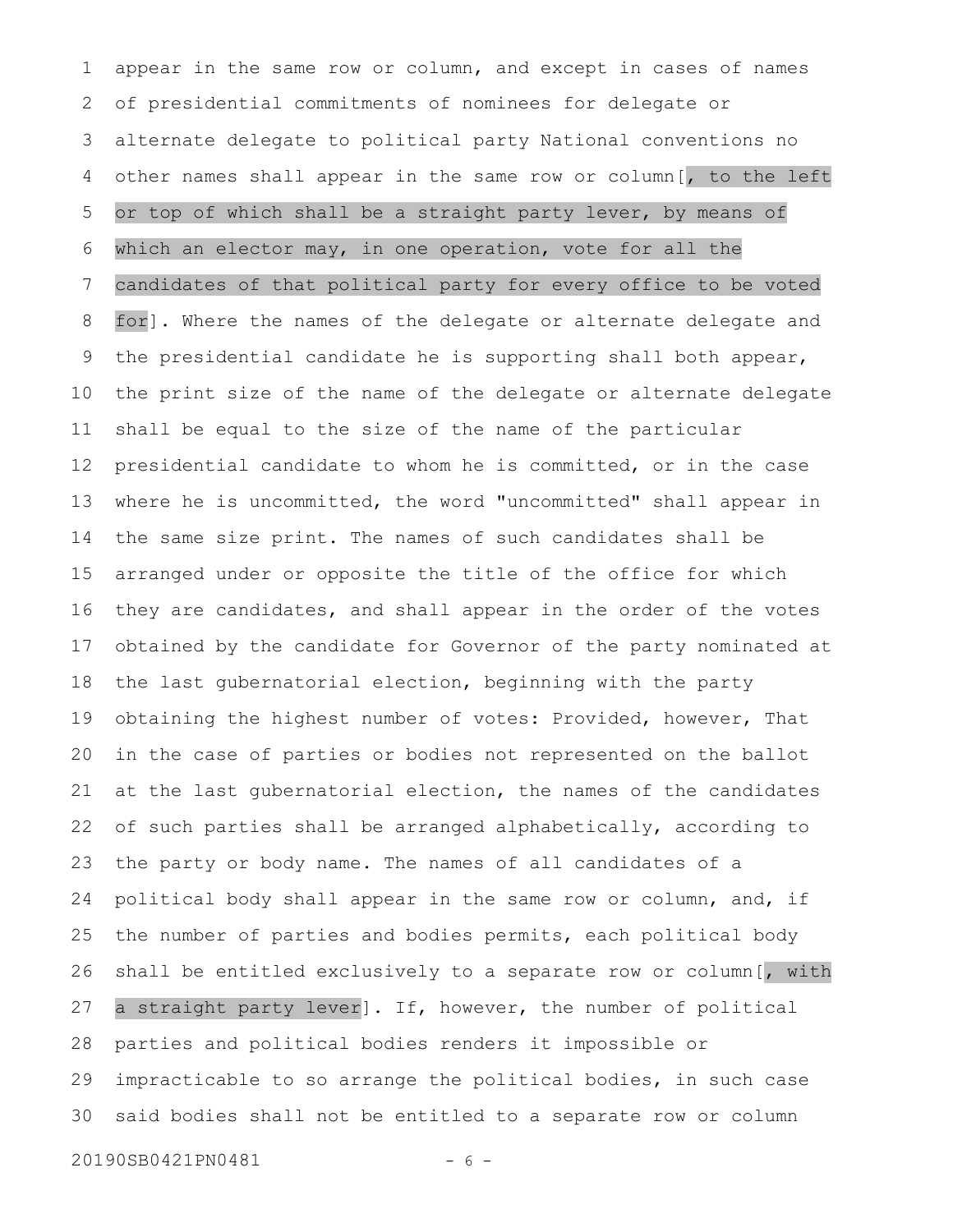appear in the same row or column, and except in cases of names of presidential commitments of nominees for delegate or alternate delegate to political party National conventions no other names shall appear in the same row or column[, to the left or top of which shall be a straight party lever, by means of which an elector may, in one operation, vote for all the candidates of that political party for every office to be voted for]. Where the names of the delegate or alternate delegate and the presidential candidate he is supporting shall both appear, the print size of the name of the delegate or alternate delegate shall be equal to the size of the name of the particular presidential candidate to whom he is committed, or in the case where he is uncommitted, the word "uncommitted" shall appear in the same size print. The names of such candidates shall be arranged under or opposite the title of the office for which they are candidates, and shall appear in the order of the votes obtained by the candidate for Governor of the party nominated at the last gubernatorial election, beginning with the party obtaining the highest number of votes: Provided, however, That in the case of parties or bodies not represented on the ballot at the last gubernatorial election, the names of the candidates of such parties shall be arranged alphabetically, according to the party or body name. The names of all candidates of a political body shall appear in the same row or column, and, if the number of parties and bodies permits, each political body shall be entitled exclusively to a separate row or column[, with a straight party lever]. If, however, the number of political parties and political bodies renders it impossible or impracticable to so arrange the political bodies, in such case said bodies shall not be entitled to a separate row or column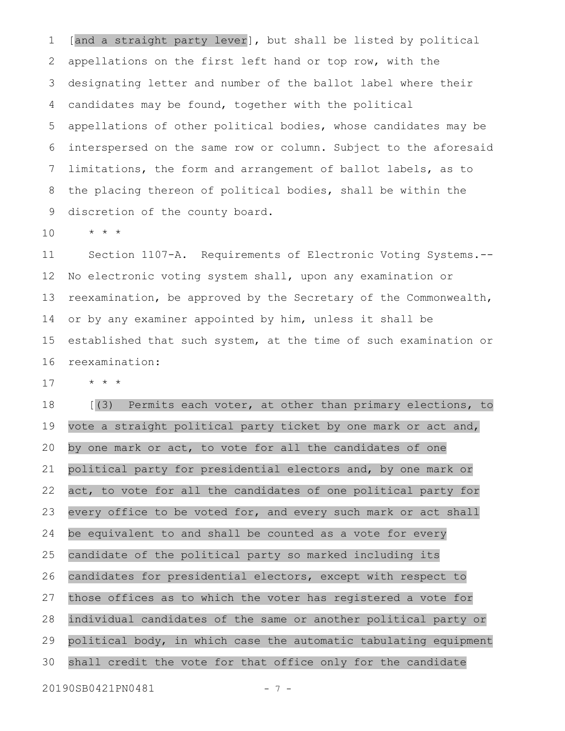[and a straight party lever], but shall be listed by political appellations on the first left hand or top row, with the designating letter and number of the ballot label where their candidates may be found, together with the political appellations of other political bodies, whose candidates may be interspersed on the same row or column. Subject to the aforesaid limitations, the form and arrangement of ballot labels, as to the placing thereon of political bodies, shall be within the discretion of the county board.

\* \* \*

Section 1107-A. Requirements of Electronic Voting Systems.--No electronic voting system shall, upon any examination or reexamination, be approved by the Secretary of the Commonwealth, or by any examiner appointed by him, unless it shall be established that such system, at the time of such examination or reexamination:

\* \* \*

[(3) Permits each voter, at other than primary elections, to vote a straight political party ticket by one mark or act and, by one mark or act, to vote for all the candidates of one political party for presidential electors and, by one mark or act, to vote for all the candidates of one political party for every office to be voted for, and every such mark or act shall be equivalent to and shall be counted as a vote for every candidate of the political party so marked including its candidates for presidential electors, except with respect to those offices as to which the voter has registered a vote for individual candidates of the same or another political party or political body, in which case the automatic tabulating equipment shall credit the vote for that office only for the candidate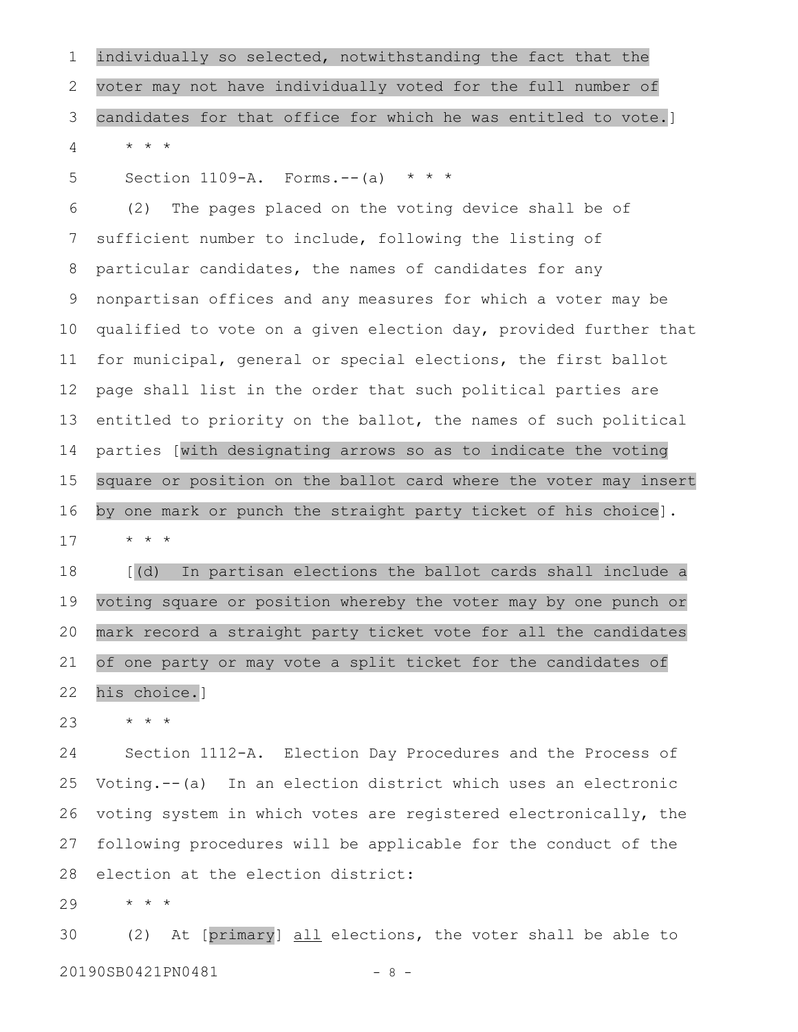individually so selected, notwithstanding the fact that the voter may not have individually voted for the full number of candidates for that office for which he was entitled to vote.]

\* \* \*

Section 1109-A. Forms.--(a) \* \* \*

(2) The pages placed on the voting device shall be of sufficient number to include, following the listing of particular candidates, the names of candidates for any nonpartisan offices and any measures for which a voter may be qualified to vote on a given election day, provided further that for municipal, general or special elections, the first ballot page shall list in the order that such political parties are entitled to priority on the ballot, the names of such political parties [with designating arrows so as to indicate the voting square or position on the ballot card where the voter may insert by one mark or punch the straight party ticket of his choice].

\* \* \*

[(d) In partisan elections the ballot cards shall include a voting square or position whereby the voter may by one punch or mark record a straight party ticket vote for all the candidates of one party or may vote a split ticket for the candidates of his choice.]

\* \* \*

Section 1112-A. Election Day Procedures and the Process of Voting.--(a) In an election district which uses an electronic voting system in which votes are registered electronically, the following procedures will be applicable for the conduct of the election at the election district:

\* \* \*

(2) At [primary] <u>all</u> elections, the voter shall be able to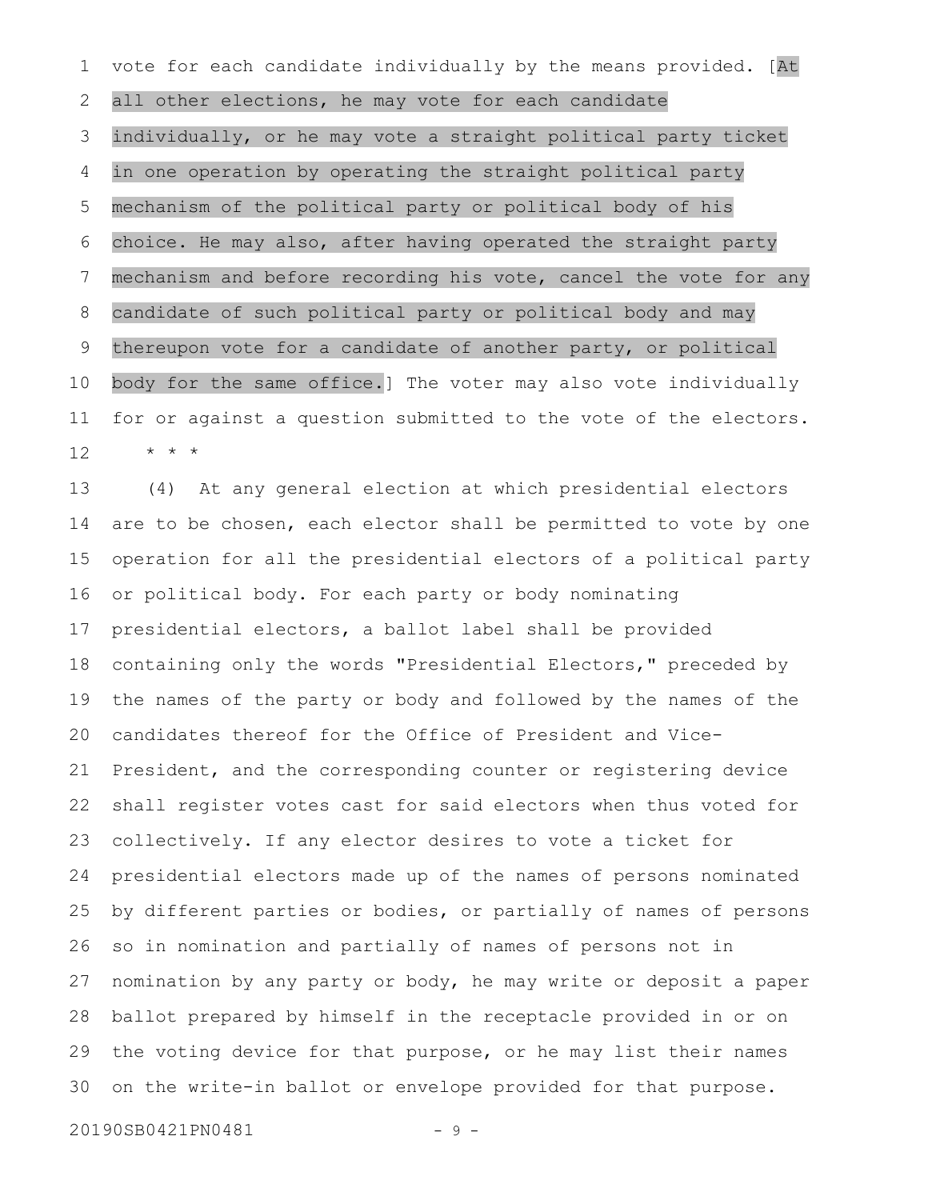vote for each candidate individually by the means provided. [At all other elections, he may vote for each candidate individually, or he may vote a straight political party ticket in one operation by operating the straight political party mechanism of the political party or political body of his choice. He may also, after having operated the straight party mechanism and before recording his vote, cancel the vote for any candidate of such political party or political body and may thereupon vote for a candidate of another party, or political body for the same office.] The voter may also vote individually for or against a question submitted to the vote of the electors.

\* \* \*

(4) At any general election at which presidential electors are to be chosen, each elector shall be permitted to vote by one operation for all the presidential electors of a political party or political body. For each party or body nominating presidential electors, a ballot label shall be provided containing only the words "Presidential Electors," preceded by the names of the party or body and followed by the names of the candidates thereof for the Office of President and Vice-President, and the corresponding counter or registering device shall register votes cast for said electors when thus voted for collectively. If any elector desires to vote a ticket for presidential electors made up of the names of persons nominated by different parties or bodies, or partially of names of persons so in nomination and partially of names of persons not in nomination by any party or body, he may write or deposit a paper ballot prepared by himself in the receptacle provided in or on the voting device for that purpose, or he may list their names on the write-in ballot or envelope provided for that purpose.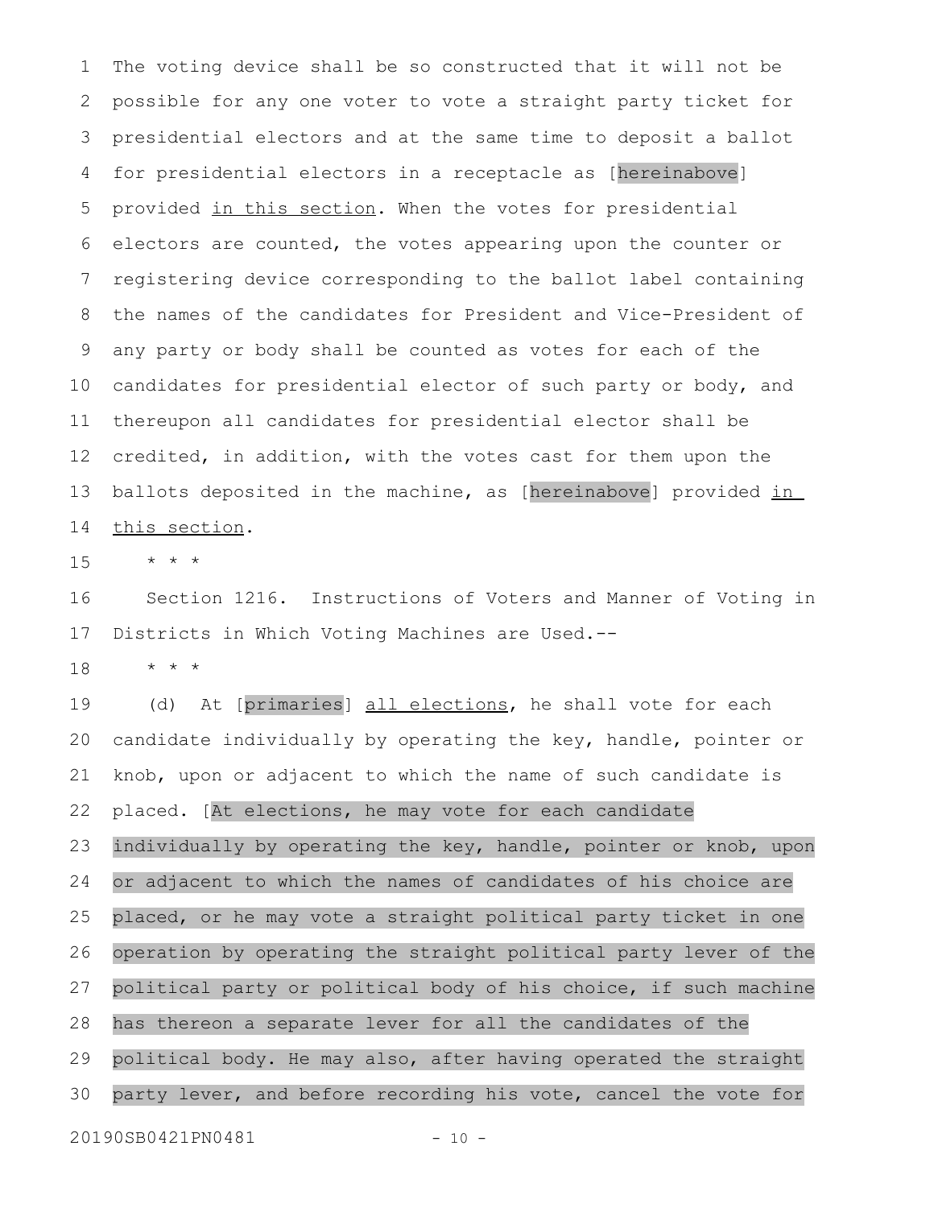The voting device shall be so constructed that it will not be possible for any one voter to vote a straight party ticket for presidential electors and at the same time to deposit a ballot for presidential electors in a receptacle as [hereinabove] provided <u>in this section</u>. When the votes for presidential electors are counted, the votes appearing upon the counter or registering device corresponding to the ballot label containing the names of the candidates for President and Vice-President of any party or body shall be counted as votes for each of the candidates for presidential elector of such party or body, and thereupon all candidates for presidential elector shall be credited, in addition, with the votes cast for them upon the ballots deposited in the machine, as [hereinabove] provided <u>in this section</u>.

\* \* \*

Section 1216. Instructions of Voters and Manner of Voting in Districts in Which Voting Machines are Used.--

\* \* \*

(d) At [primaries] <u>all elections</u>, he shall vote for each candidate individually by operating the key, handle, pointer or knob, upon or adjacent to which the name of such candidate is placed. [At elections, he may vote for each candidate individually by operating the key, handle, pointer or knob, upon or adjacent to which the names of candidates of his choice are placed, or he may vote a straight political party ticket in one operation by operating the straight political party lever of the political party or political body of his choice, if such machine has thereon a separate lever for all the candidates of the political body. He may also, after having operated the straight party lever, and before recording his vote, cancel the vote for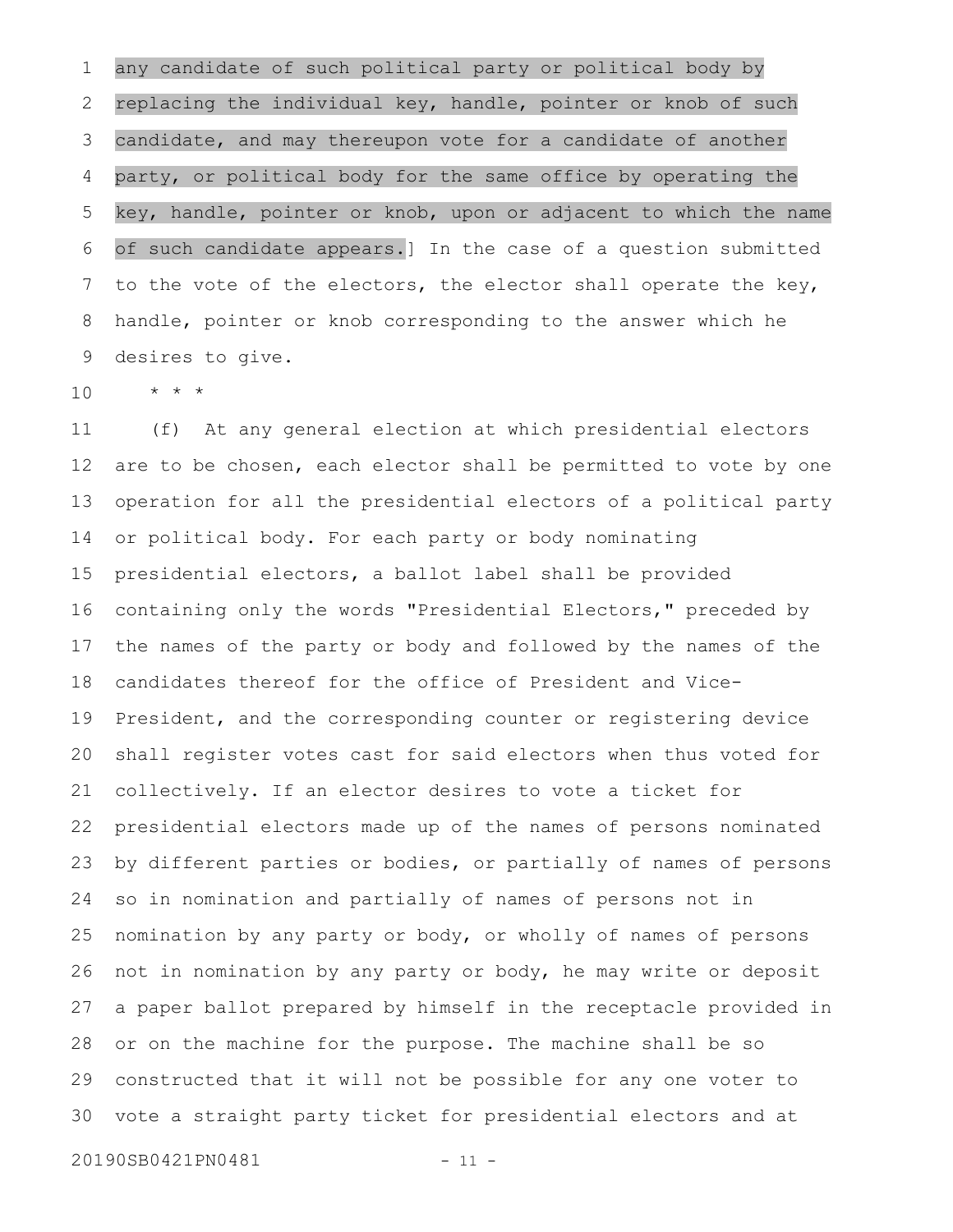any candidate of such political party or political body by replacing the individual key, handle, pointer or knob of such candidate, and may thereupon vote for a candidate of another party, or political body for the same office by operating the key, handle, pointer or knob, upon or adjacent to which the name of such candidate appears.] In the case of a question submitted to the vote of the electors, the elector shall operate the key, handle, pointer or knob corresponding to the answer which he desires to give.

\* \* \*

(f) At any general election at which presidential electors are to be chosen, each elector shall be permitted to vote by one operation for all the presidential electors of a political party or political body. For each party or body nominating presidential electors, a ballot label shall be provided containing only the words "Presidential Electors," preceded by the names of the party or body and followed by the names of the candidates thereof for the office of President and Vice-President, and the corresponding counter or registering device shall register votes cast for said electors when thus voted for collectively. If an elector desires to vote a ticket for presidential electors made up of the names of persons nominated by different parties or bodies, or partially of names of persons so in nomination and partially of names of persons not in nomination by any party or body, or wholly of names of persons not in nomination by any party or body, he may write or deposit a paper ballot prepared by himself in the receptacle provided in or on the machine for the purpose. The machine shall be so constructed that it will not be possible for any one voter to vote a straight party ticket for presidential electors and at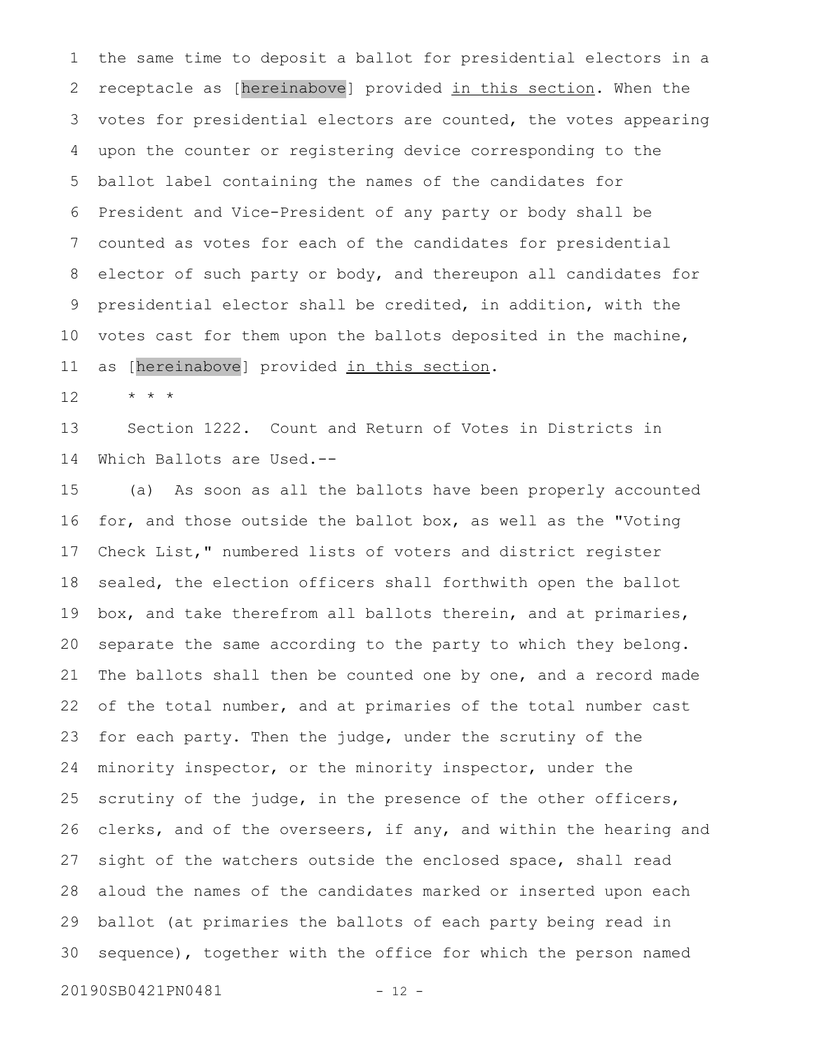the same time to deposit a ballot for presidential electors in a receptacle as [hereinabove] provided <u>in this section</u>. When the votes for presidential electors are counted, the votes appearing upon the counter or registering device corresponding to the ballot label containing the names of the candidates for President and Vice-President of any party or body shall be counted as votes for each of the candidates for presidential elector of such party or body, and thereupon all candidates for presidential elector shall be credited, in addition, with the votes cast for them upon the ballots deposited in the machine, as [hereinabove] provided <u>in this section</u>.

\* \* \*

Section 1222. Count and Return of Votes in Districts in Which Ballots are Used.--

(a) As soon as all the ballots have been properly accounted for, and those outside the ballot box, as well as the "Voting Check List," numbered lists of voters and district register sealed, the election officers shall forthwith open the ballot box, and take therefrom all ballots therein, and at primaries, separate the same according to the party to which they belong. The ballots shall then be counted one by one, and a record made of the total number, and at primaries of the total number cast for each party. Then the judge, under the scrutiny of the minority inspector, or the minority inspector, under the scrutiny of the judge, in the presence of the other officers, clerks, and of the overseers, if any, and within the hearing and sight of the watchers outside the enclosed space, shall read aloud the names of the candidates marked or inserted upon each ballot (at primaries the ballots of each party being read in sequence), together with the office for which the person named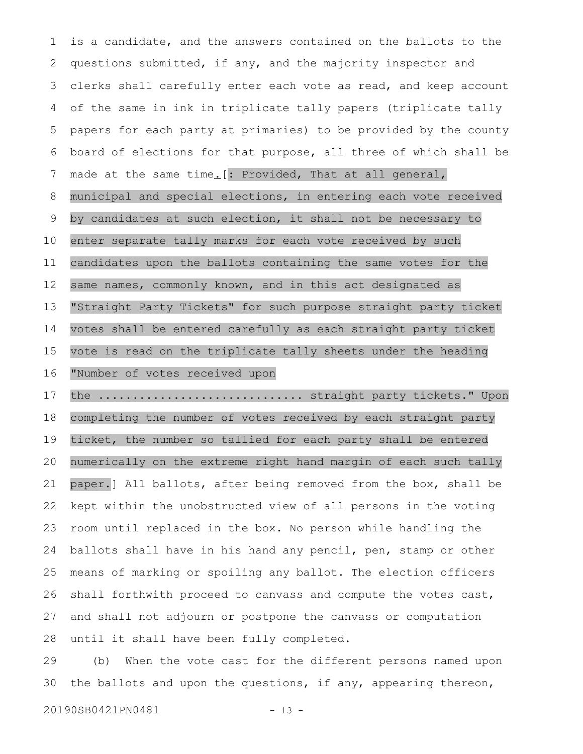is a candidate, and the answers contained on the ballots to the questions submitted, if any, and the majority inspector and clerks shall carefully enter each vote as read, and keep account of the same in ink in triplicate tally papers (triplicate tally papers for each party at primaries) to be provided by the county board of elections for that purpose, all three of which shall be made at the same time.[: Provided, That at all general, municipal and special elections, in entering each vote received by candidates at such election, it shall not be necessary to enter separate tally marks for each vote received by such candidates upon the ballots containing the same votes for the same names, commonly known, and in this act designated as "Straight Party Tickets" for such purpose straight party ticket votes shall be entered carefully as each straight party ticket vote is read on the triplicate tally sheets under the heading "Number of votes received upon the ............................ straight party tickets." Upon completing the number of votes received by each straight party ticket, the number so tallied for each party shall be entered numerically on the extreme right hand margin of each such tally paper.] All ballots, after being removed from the box, shall be kept within the unobstructed view of all persons in the voting room until replaced in the box. No person while handling the ballots shall have in his hand any pencil, pen, stamp or other means of marking or spoiling any ballot. The election officers shall forthwith proceed to canvass and compute the votes cast, and shall not adjourn or postpone the canvass or computation until it shall have been fully completed.

(b) When the vote cast for the different persons named upon the ballots and upon the questions, if any, appearing thereon,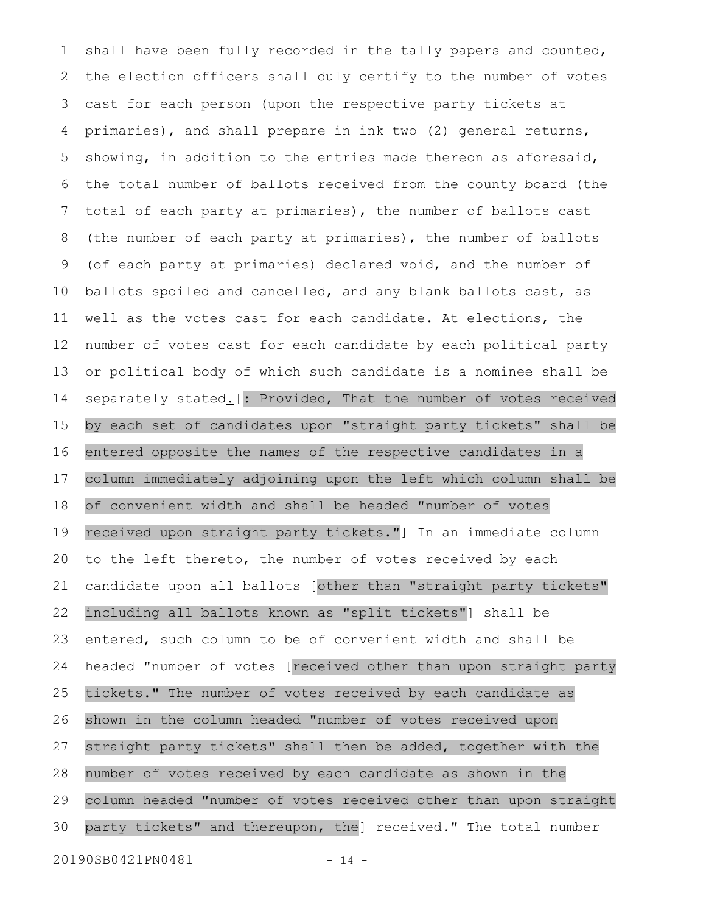shall have been fully recorded in the tally papers and counted, the election officers shall duly certify to the number of votes cast for each person (upon the respective party tickets at primaries), and shall prepare in ink two (2) general returns, showing, in addition to the entries made thereon as aforesaid, the total number of ballots received from the county board (the total of each party at primaries), the number of ballots cast (the number of each party at primaries), the number of ballots (of each party at primaries) declared void, and the number of ballots spoiled and cancelled, and any blank ballots cast, as well as the votes cast for each candidate. At elections, the number of votes cast for each candidate by each political party or political body of which such candidate is a nominee shall be separately stated.[: Provided, That the number of votes received by each set of candidates upon "straight party tickets" shall be entered opposite the names of the respective candidates in a column immediately adjoining upon the left which column shall be of convenient width and shall be headed "number of votes received upon straight party tickets."] In an immediate column to the left thereto, the number of votes received by each candidate upon all ballots [other than "straight party tickets" including all ballots known as "split tickets"] shall be entered, such column to be of convenient width and shall be headed "number of votes [received other than upon straight party tickets." The number of votes received by each candidate as shown in the column headed "number of votes received upon straight party tickets" shall then be added, together with the number of votes received by each candidate as shown in the column headed "number of votes received other than upon straight party tickets" and thereupon, the] received." The total number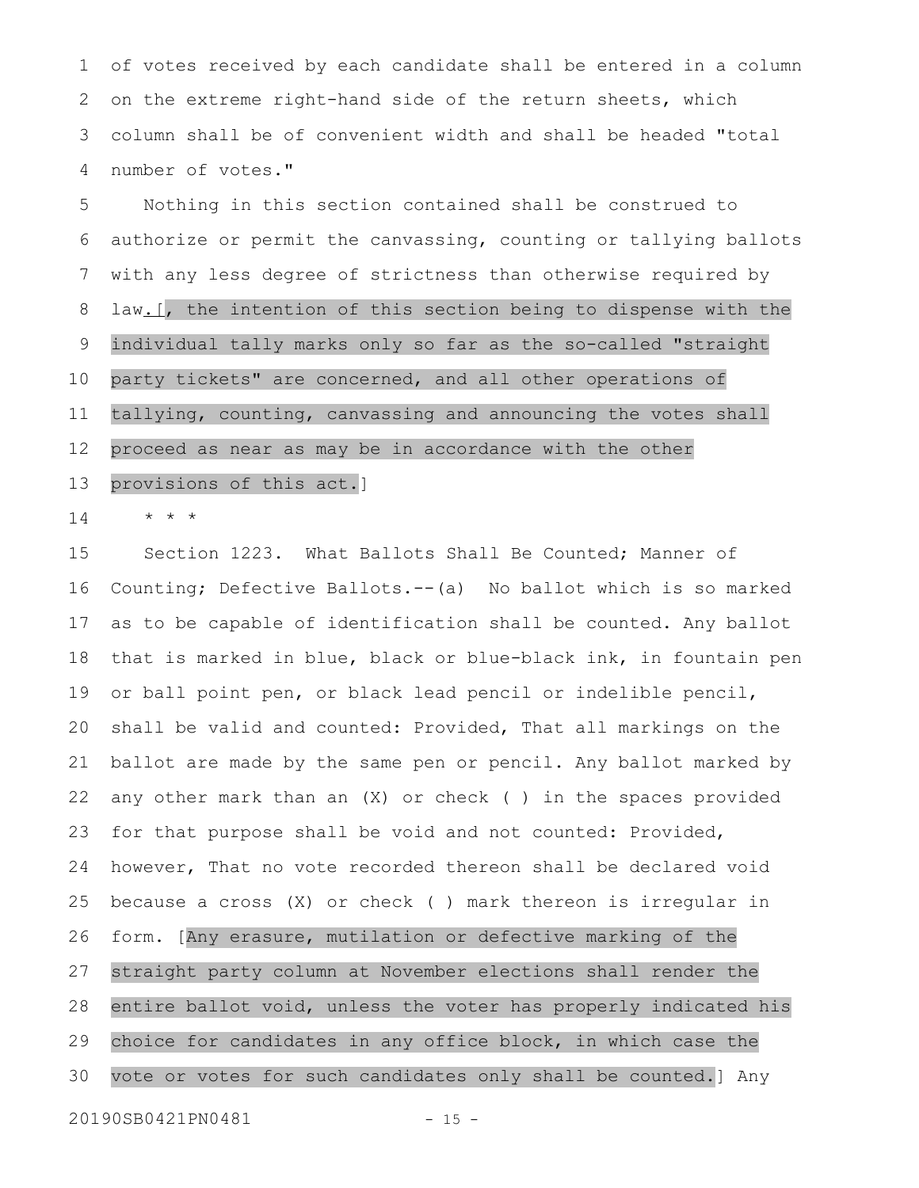of votes received by each candidate shall be entered in a column on the extreme right-hand side of the return sheets, which column shall be of convenient width and shall be headed "total number of votes."

Nothing in this section contained shall be construed to authorize or permit the canvassing, counting or tallying ballots with any less degree of strictness than otherwise required by law. [, the intention of this section being to dispense with the individual tally marks only so far as the so-called "straight party tickets" are concerned, and all other operations of tallying, counting, canvassing and announcing the votes shall proceed as near as may be in accordance with the other provisions of this act.]

\* \* \*

Section 1223. What Ballots Shall Be Counted; Manner of Counting; Defective Ballots.--(a) No ballot which is so marked as to be capable of identification shall be counted. Any ballot that is marked in blue, black or blue-black ink, in fountain pen or ball point pen, or black lead pencil or indelible pencil, shall be valid and counted: Provided, That all markings on the ballot are made by the same pen or pencil. Any ballot marked by any other mark than an (X) or check ( ) in the spaces provided for that purpose shall be void and not counted: Provided, however, That no vote recorded thereon shall be declared void because a cross (X) or check ( ) mark thereon is irregular in form. [Any erasure, mutilation or defective marking of the straight party column at November elections shall render the entire ballot void, unless the voter has properly indicated his choice for candidates in any office block, in which case the vote or votes for such candidates only shall be counted.] Any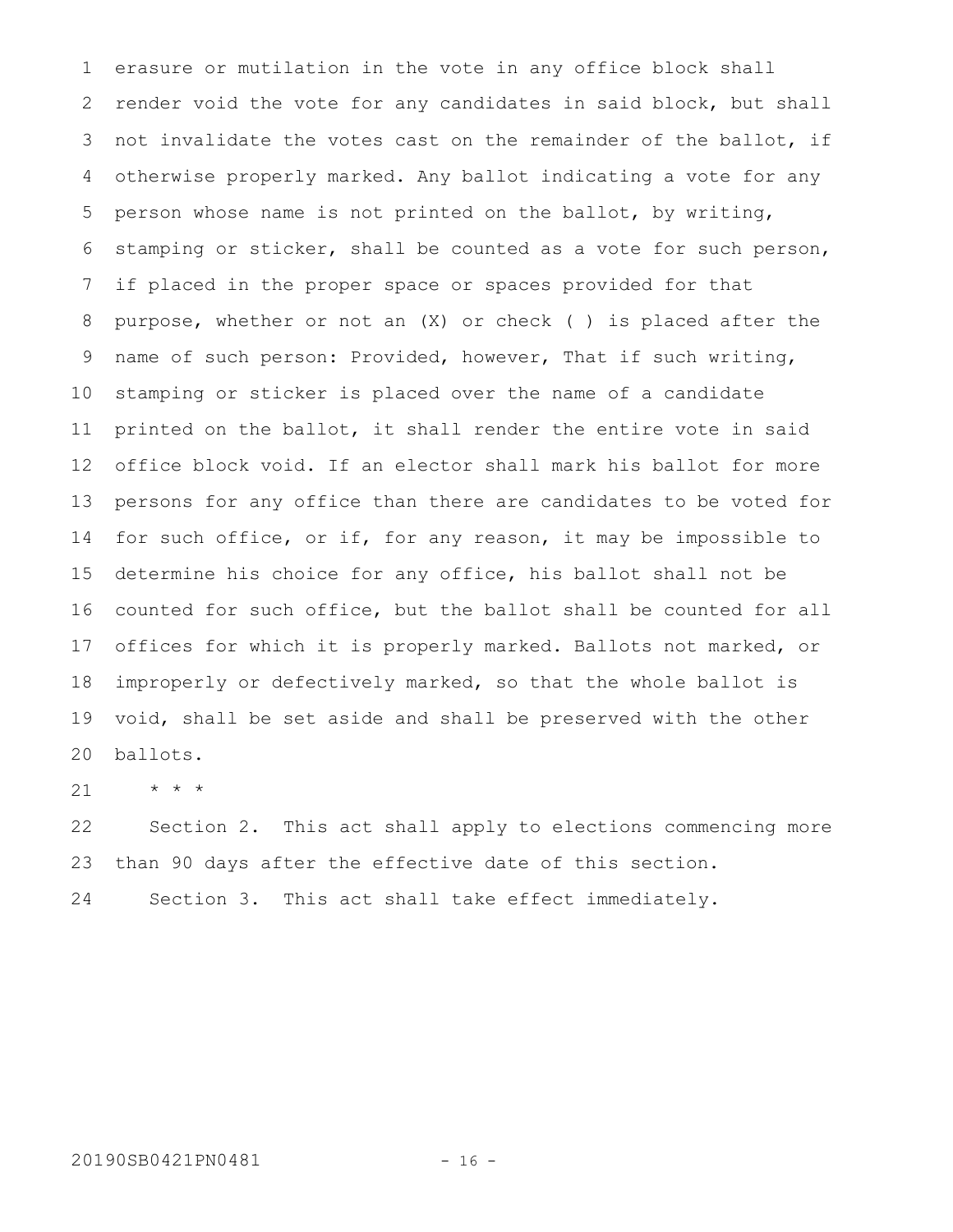erasure or mutilation in the vote in any office block shall render void the vote for any candidates in said block, but shall not invalidate the votes cast on the remainder of the ballot, if otherwise properly marked. Any ballot indicating a vote for any person whose name is not printed on the ballot, by writing, stamping or sticker, shall be counted as a vote for such person, if placed in the proper space or spaces provided for that purpose, whether or not an (X) or check ( ) is placed after the name of such person: Provided, however, That if such writing, stamping or sticker is placed over the name of a candidate printed on the ballot, it shall render the entire vote in said office block void. If an elector shall mark his ballot for more persons for any office than there are candidates to be voted for for such office, or if, for any reason, it may be impossible to determine his choice for any office, his ballot shall not be counted for such office, but the ballot shall be counted for all offices for which it is properly marked. Ballots not marked, or improperly or defectively marked, so that the whole ballot is void, shall be set aside and shall be preserved with the other ballots.

* * *

Section 2. This act shall apply to elections commencing more than 90 days after the effective date of this section.

Section 3. This act shall take effect immediately.